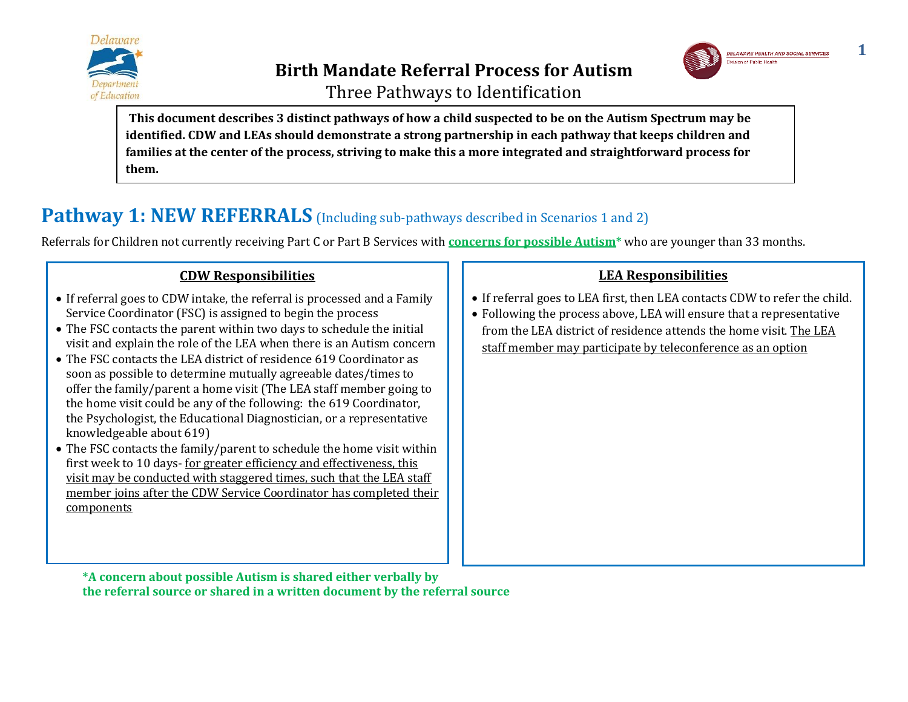# Birth Mandate Referral Process for Autism

Three Pathways to Identification

**This document describes 3 distinct pathways of how a child suspected to be on the Autism Spectrum may be identified. CDW and LEAs should demonstrate a strong partnership in each pathway that keeps children and families at the center of the process, striving to make this a more integrated and straightforward process for them.**

## Pathway 1: NEW REFERRALS (Including sub-pathways described in Scenarios 1 and 2)

Referrals for Children not currently receiving Part C or Part B Services with **concerns for possible Autism*** who are younger than 33 months.

### CDW Responsibilities

- If referral goes to CDW intake, the referral is processed and a Family Service Coordinator (FSC) is assigned to begin the process
- The FSC contacts the parent within two days to schedule the initial visit and explain the role of the LEA when there is an Autism concern
- The FSC contacts the LEA district of residence 619 Coordinator as soon as possible to determine mutually agreeable dates/times to offer the family/parent a home visit (The LEA staff member going to the home visit could be any of the following: the 619 Coordinator, the Psychologist, the Educational Diagnostician, or a representative knowledgeable about 619)
- The FSC contacts the family/parent to schedule the home visit within first week to 10 days- <u>for greater efficiency and effectiveness, this visit may be conducted with staggered times, such that the LEA staff member joins after the CDW Service Coordinator has completed their components</u>

### LEA Responsibilities

- If referral goes to LEA first, then LEA contacts CDW to refer the child.
- Following the process above, LEA will ensure that a representative from the LEA district of residence attends the home visit. <u>The LEA staff member may participate by teleconference as an option</u>

**\*A concern about possible Autism is shared either verbally by the referral source or shared in a written document by the referral source**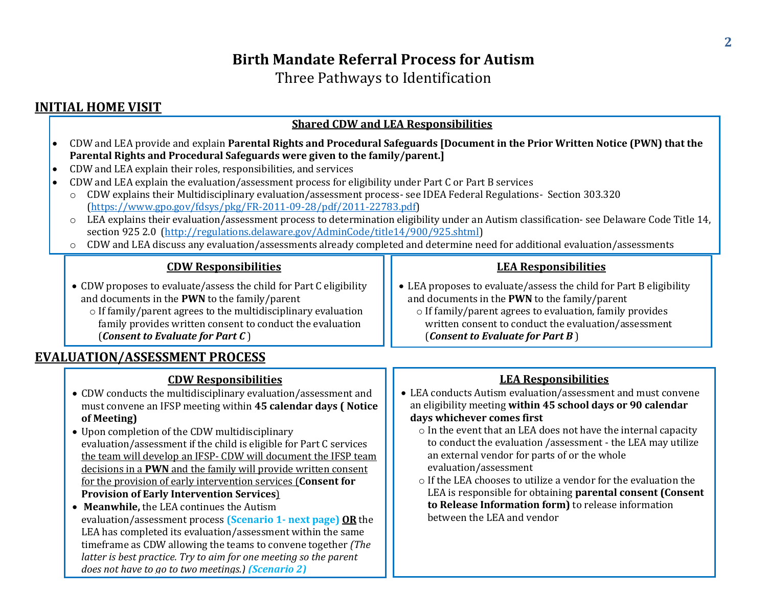# Birth Mandate Referral Process for Autism

Three Pathways to Identification

## INITIAL HOME VISIT

### Shared CDW and LEA Responsibilities

- CDW and LEA provide and explain **Parental Rights and Procedural Safeguards [Document in the Prior Written Notice (PWN) that the Parental Rights and Procedural Safeguards were given to the family/parent.]**
- CDW and LEA explain their roles, responsibilities, and services
- CDW and LEA explain the evaluation/assessment process for eligibility under Part C or Part B services
  - CDW explains their Multidisciplinary evaluation/assessment process- see IDEA Federal Regulations- Section 303.320 (https://www.gpo.gov/fdsys/pkg/FR-2011-09-28/pdf/2011-22783.pdf)
  - LEA explains their evaluation/assessment process to determination eligibility under an Autism classification- see Delaware Code Title 14, section 925 2.0 (http://regulations.delaware.gov/AdminCode/title14/900/925.shtml)
  - CDW and LEA discuss any evaluation/assessments already completed and determine need for additional evaluation/assessments

### CDW Responsibilities

- CDW proposes to evaluate/assess the child for Part C eligibility and documents in the **PWN** to the family/parent
  - If family/parent agrees to the multidisciplinary evaluation family provides written consent to conduct the evaluation (***Consent to Evaluate for Part C***)

### LEA Responsibilities

- LEA proposes to evaluate/assess the child for Part B eligibility and documents in the **PWN** to the family/parent
  - If family/parent agrees to evaluation, family provides written consent to conduct the evaluation/assessment (***Consent to Evaluate for Part B***)

## EVALUATION/ASSESSMENT PROCESS

### CDW Responsibilities

- CDW conducts the multidisciplinary evaluation/assessment and must convene an IFSP meeting within **45 calendar days ( Notice of Meeting)**
- Upon completion of the CDW multidisciplinary evaluation/assessment if the child is eligible for Part C services the team will develop an IFSP- CDW will document the IFSP team decisions in a **PWN** and the family will provide written consent for the provision of early intervention services (**Consent for Provision of Early Intervention Services**)
- **Meanwhile,** the LEA continues the Autism evaluation/assessment process **(Scenario 1- next page)** **OR** the LEA has completed its evaluation/assessment within the same timeframe as CDW allowing the teams to convene together *(The latter is best practice. Try to aim for one meeting so the parent does not have to go to two meetings.)* ***(Scenario 2)***

### LEA Responsibilities

- LEA conducts Autism evaluation/assessment and must convene an eligibility meeting **within 45 school days or 90 calendar days whichever comes first**
  - In the event that an LEA does not have the internal capacity to conduct the evaluation /assessment - the LEA may utilize an external vendor for parts of or the whole evaluation/assessment
  - If the LEA chooses to utilize a vendor for the evaluation the LEA is responsible for obtaining **parental consent (Consent to Release Information form)** to release information between the LEA and vendor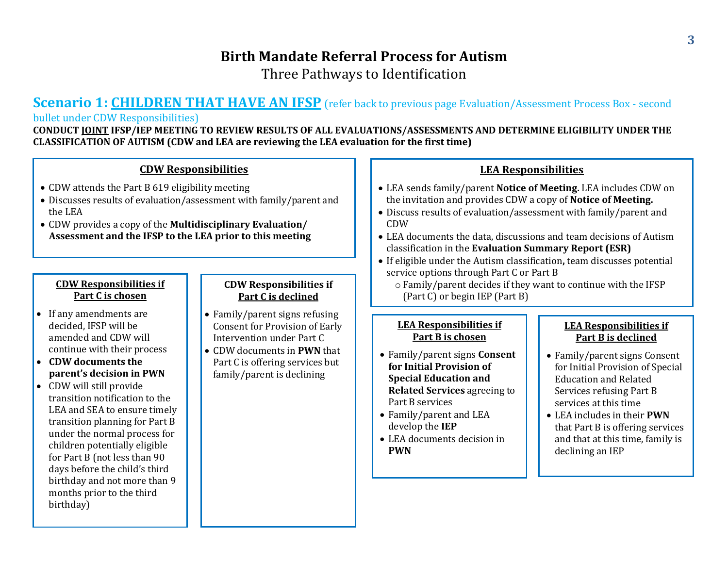# Birth Mandate Referral Process for Autism

Three Pathways to Identification

## Scenario 1: CHILDREN THAT HAVE AN IFSP (refer back to previous page Evaluation/Assessment Process Box - second bullet under CDW Responsibilities)

**CONDUCT JOINT IFSP/IEP MEETING TO REVIEW RESULTS OF ALL EVALUATIONS/ASSESSMENTS AND DETERMINE ELIGIBILITY UNDER THE CLASSIFICATION OF AUTISM (CDW and LEA are reviewing the LEA evaluation for the first time)**

### CDW Responsibilities

- CDW attends the Part B 619 eligibility meeting
- Discusses results of evaluation/assessment with family/parent and the LEA
- CDW provides a copy of the **Multidisciplinary Evaluation/ Assessment and the IFSP to the LEA prior to this meeting**

#### CDW Responsibilities if Part C is chosen

- If any amendments are decided, IFSP will be amended and CDW will continue with their process
- **CDW documents the parent's decision in PWN**
- CDW will still provide transition notification to the LEA and SEA to ensure timely transition planning for Part B under the normal process for children potentially eligible for Part B (not less than 90 days before the child's third birthday and not more than 9 months prior to the third birthday)

#### CDW Responsibilities if Part C is declined

- Family/parent signs refusing Consent for Provision of Early Intervention under Part C
- CDW documents in **PWN** that Part C is offering services but family/parent is declining

### LEA Responsibilities

- LEA sends family/parent **Notice of Meeting.** LEA includes CDW on the invitation and provides CDW a copy of **Notice of Meeting.**
- Discuss results of evaluation/assessment with family/parent and CDW
- LEA documents the data, discussions and team decisions of Autism classification in the **Evaluation Summary Report (ESR)**
- If eligible under the Autism classification**,** team discusses potential service options through Part C or Part B
  - Family/parent decides if they want to continue with the IFSP (Part C) or begin IEP (Part B)

#### LEA Responsibilities if Part B is chosen

- Family/parent signs **Consent for Initial Provision of Special Education and Related Services** agreeing to Part B services
- Family/parent and LEA develop the **IEP**
- LEA documents decision in **PWN**

#### LEA Responsibilities if Part B is declined

- Family/parent signs Consent for Initial Provision of Special Education and Related Services refusing Part B services at this time
- LEA includes in their **PWN** that Part B is offering services and that at this time, family is declining an IEP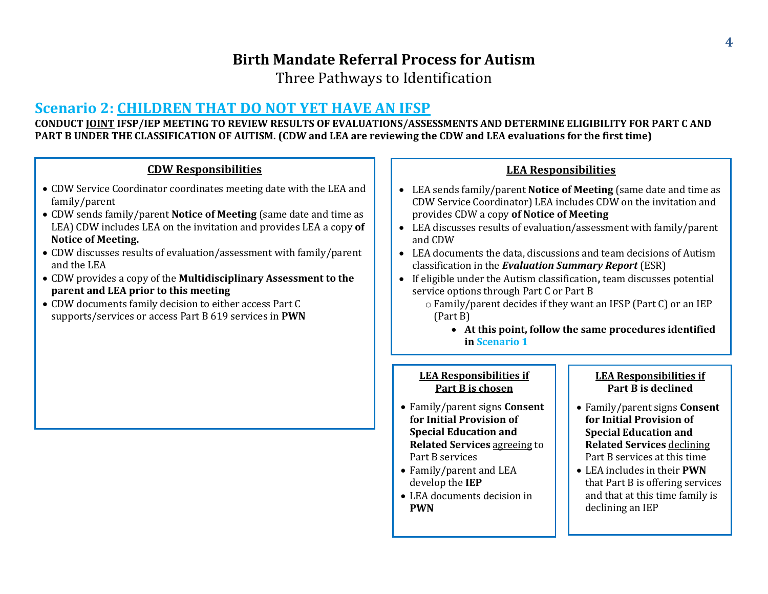# Birth Mandate Referral Process for Autism

Three Pathways to Identification

## Scenario 2: CHILDREN THAT DO NOT YET HAVE AN IFSP

**CONDUCT JOINT IFSP/IEP MEETING TO REVIEW RESULTS OF EVALUATIONS/ASSESSMENTS AND DETERMINE ELIGIBILITY FOR PART C AND PART B UNDER THE CLASSIFICATION OF AUTISM. (CDW and LEA are reviewing the CDW and LEA evaluations for the first time)**

### CDW Responsibilities

- CDW Service Coordinator coordinates meeting date with the LEA and family/parent
- CDW sends family/parent **Notice of Meeting** (same date and time as LEA) CDW includes LEA on the invitation and provides LEA a copy **of Notice of Meeting.**
- CDW discusses results of evaluation/assessment with family/parent and the LEA
- CDW provides a copy of the **Multidisciplinary Assessment to the parent and LEA prior to this meeting**
- CDW documents family decision to either access Part C supports/services or access Part B 619 services in **PWN**

### LEA Responsibilities

- LEA sends family/parent **Notice of Meeting** (same date and time as CDW Service Coordinator) LEA includes CDW on the invitation and provides CDW a copy **of Notice of Meeting**
- LEA discusses results of evaluation/assessment with family/parent and CDW
- LEA documents the data, discussions and team decisions of Autism classification in the ***Evaluation Summary Report*** (ESR)
- If eligible under the Autism classification**,** team discusses potential service options through Part C or Part B
  - Family/parent decides if they want an IFSP (Part C) or an IEP (Part B)
    - **At this point, follow the same procedures identified in Scenario 1**

### LEA Responsibilities if Part B is chosen

- Family/parent signs **Consent for Initial Provision of Special Education and Related Services** agreeing to Part B services
- Family/parent and LEA develop the **IEP**
- LEA documents decision in **PWN**

### LEA Responsibilities if Part B is declined

- Family/parent signs **Consent for Initial Provision of Special Education and Related Services** declining Part B services at this time
- LEA includes in their **PWN** that Part B is offering services and that at this time family is declining an IEP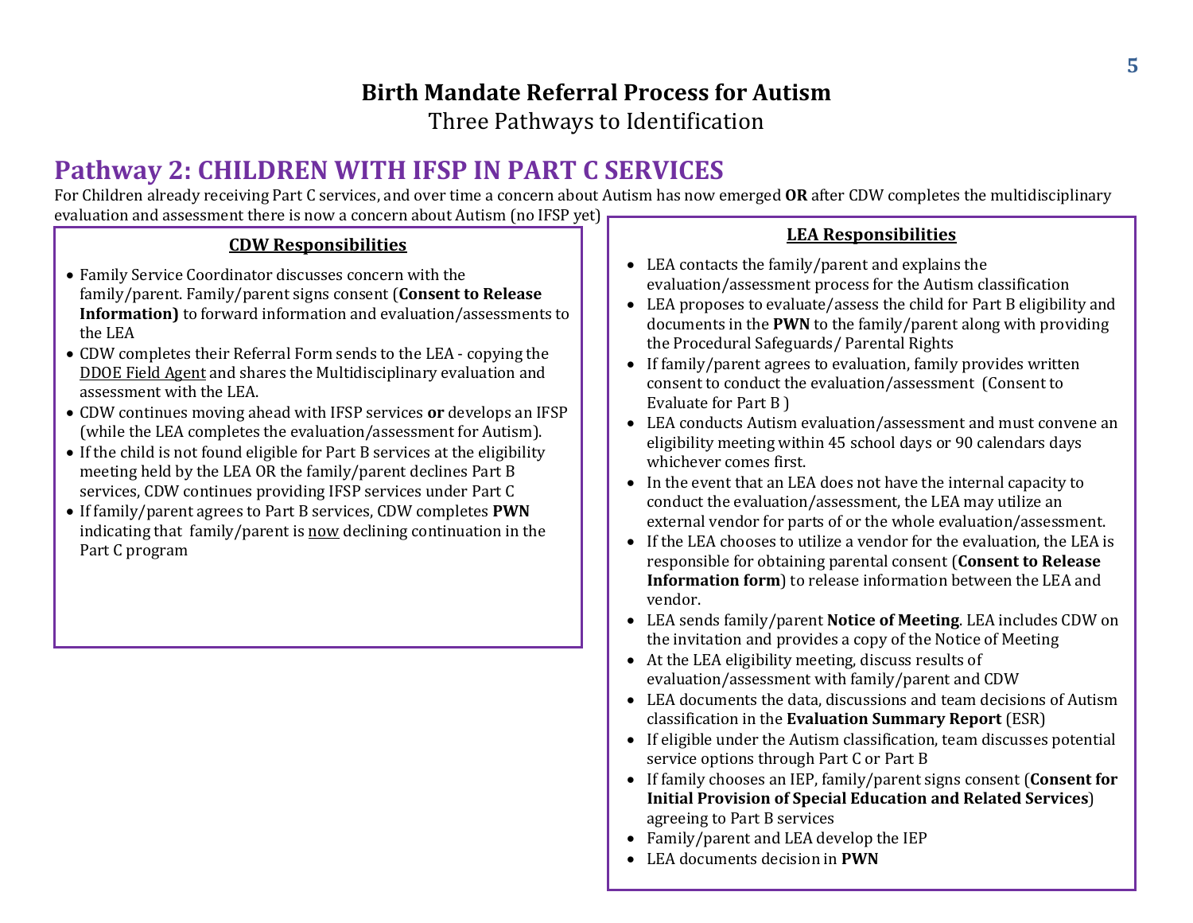# Birth Mandate Referral Process for Autism

Three Pathways to Identification

## Pathway 2: CHILDREN WITH IFSP IN PART C SERVICES

For Children already receiving Part C services, and over time a concern about Autism has now emerged **OR** after CDW completes the multidisciplinary evaluation and assessment there is now a concern about Autism (no IFSP yet)

### CDW Responsibilities

- Family Service Coordinator discusses concern with the family/parent. Family/parent signs consent (**Consent to Release Information)** to forward information and evaluation/assessments to the LEA
- CDW completes their Referral Form sends to the LEA - copying the DDOE Field Agent and shares the Multidisciplinary evaluation and assessment with the LEA.
- CDW continues moving ahead with IFSP services **or** develops an IFSP (while the LEA completes the evaluation/assessment for Autism).
- If the child is not found eligible for Part B services at the eligibility meeting held by the LEA OR the family/parent declines Part B services, CDW continues providing IFSP services under Part C
- If family/parent agrees to Part B services, CDW completes **PWN** indicating that family/parent is now declining continuation in the Part C program

### LEA Responsibilities

- LEA contacts the family/parent and explains the evaluation/assessment process for the Autism classification
- LEA proposes to evaluate/assess the child for Part B eligibility and documents in the **PWN** to the family/parent along with providing the Procedural Safeguards/ Parental Rights
- If family/parent agrees to evaluation, family provides written consent to conduct the evaluation/assessment (Consent to Evaluate for Part B )
- LEA conducts Autism evaluation/assessment and must convene an eligibility meeting within 45 school days or 90 calendars days whichever comes first.
- In the event that an LEA does not have the internal capacity to conduct the evaluation/assessment, the LEA may utilize an external vendor for parts of or the whole evaluation/assessment.
- If the LEA chooses to utilize a vendor for the evaluation, the LEA is responsible for obtaining parental consent (**Consent to Release Information form**) to release information between the LEA and vendor.
- LEA sends family/parent **Notice of Meeting**. LEA includes CDW on the invitation and provides a copy of the Notice of Meeting
- At the LEA eligibility meeting, discuss results of evaluation/assessment with family/parent and CDW
- LEA documents the data, discussions and team decisions of Autism classification in the **Evaluation Summary Report** (ESR)
- If eligible under the Autism classification, team discusses potential service options through Part C or Part B
- If family chooses an IEP, family/parent signs consent (**Consent for Initial Provision of Special Education and Related Services**) agreeing to Part B services
- Family/parent and LEA develop the IEP
- LEA documents decision in **PWN**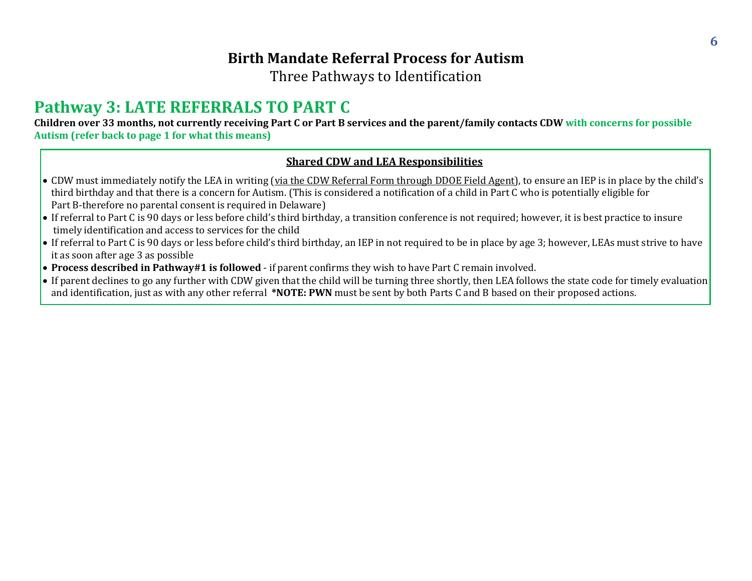# Birth Mandate Referral Process for Autism

Three Pathways to Identification

## Pathway 3: LATE REFERRALS TO PART C

**Children over 33 months, not currently receiving Part C or Part B services and the parent/family contacts CDW with concerns for possible Autism (refer back to page 1 for what this means)**

### Shared CDW and LEA Responsibilities

- CDW must immediately notify the LEA in writing (via the CDW Referral Form through DDOE Field Agent), to ensure an IEP is in place by the child's third birthday and that there is a concern for Autism. (This is considered a notification of a child in Part C who is potentially eligible for Part B-therefore no parental consent is required in Delaware)
- If referral to Part C is 90 days or less before child's third birthday, a transition conference is not required; however, it is best practice to insure timely identification and access to services for the child
- If referral to Part C is 90 days or less before child's third birthday, an IEP in not required to be in place by age 3; however, LEAs must strive to have it as soon after age 3 as possible
- **Process described in Pathway#1 is followed** - if parent confirms they wish to have Part C remain involved.
- If parent declines to go any further with CDW given that the child will be turning three shortly, then LEA follows the state code for timely evaluation and identification, just as with any other referral **\*NOTE: PWN** must be sent by both Parts C and B based on their proposed actions.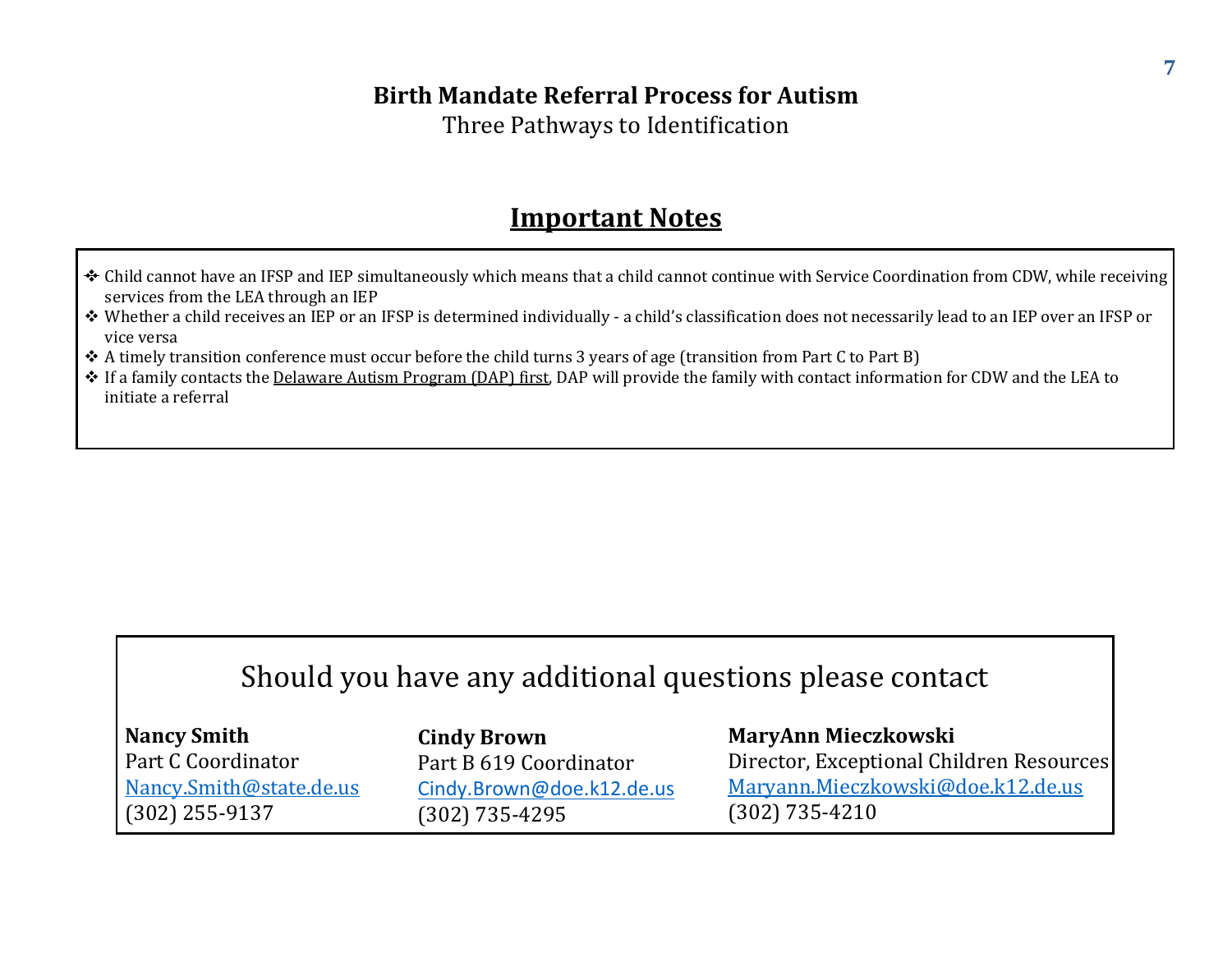# Birth Mandate Referral Process for Autism

Three Pathways to Identification

## Important Notes

- Child cannot have an IFSP and IEP simultaneously which means that a child cannot continue with Service Coordination from CDW, while receiving services from the LEA through an IEP
- Whether a child receives an IEP or an IFSP is determined individually - a child's classification does not necessarily lead to an IEP over an IFSP or vice versa
- A timely transition conference must occur before the child turns 3 years of age (transition from Part C to Part B)
- If a family contacts the Delaware Autism Program (DAP) first, DAP will provide the family with contact information for CDW and the LEA to initiate a referral

Should you have any additional questions please contact

**Nancy Smith**
Part C Coordinator
Nancy.Smith@state.de.us
(302) 255-9137

**Cindy Brown**
Part B 619 Coordinator
Cindy.Brown@doe.k12.de.us
(302) 735-4295

**MaryAnn Mieczkowski**
Director, Exceptional Children Resources
Maryann.Mieczkowski@doe.k12.de.us
(302) 735-4210